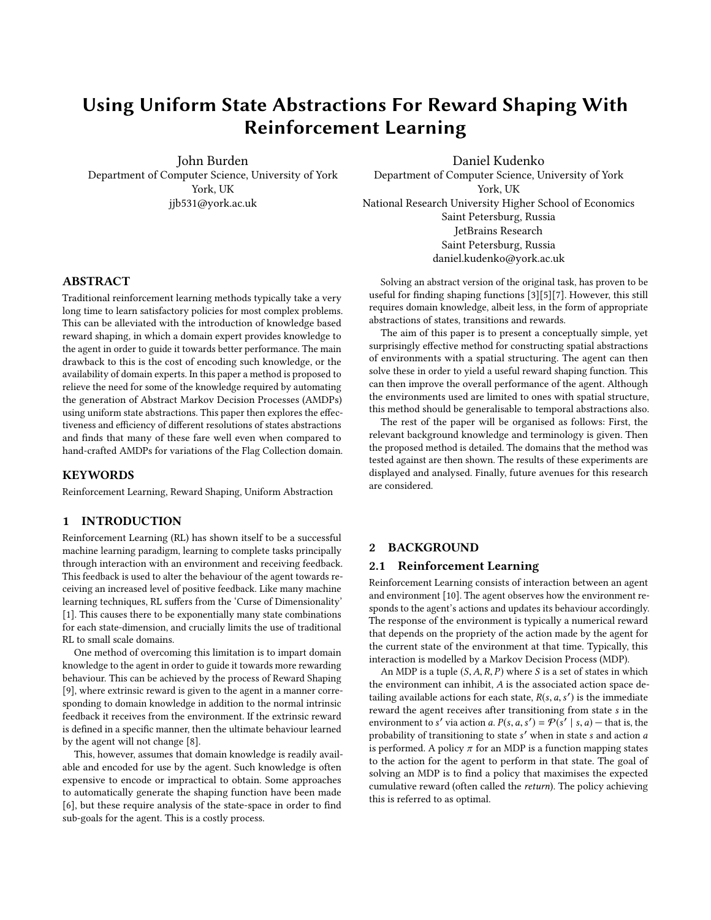# Using Uniform State Abstractions For Reward Shaping With Reinforcement Learning

John Burden
Department of Computer Science, University of York
York, UK
jjb531@york.ac.uk

Daniel Kudenko
Department of Computer Science, University of York
York, UK
National Research University Higher School of Economics
Saint Petersburg, Russia
JetBrains Research
Saint Petersburg, Russia
daniel.kudenko@york.ac.uk

## ABSTRACT

Traditional reinforcement learning methods typically take a very long time to learn satisfactory policies for most complex problems. This can be alleviated with the introduction of knowledge based reward shaping, in which a domain expert provides knowledge to the agent in order to guide it towards better performance. The main drawback to this is the cost of encoding such knowledge, or the availability of domain experts. In this paper a method is proposed to relieve the need for some of the knowledge required by automating the generation of Abstract Markov Decision Processes (AMDPs) using uniform state abstractions. This paper then explores the effectiveness and efficiency of different resolutions of states abstractions and finds that many of these fare well even when compared to hand-crafted AMDPs for variations of the Flag Collection domain.

## KEYWORDS

Reinforcement Learning, Reward Shaping, Uniform Abstraction

## 1 INTRODUCTION

Reinforcement Learning (RL) has shown itself to be a successful machine learning paradigm, learning to complete tasks principally through interaction with an environment and receiving feedback. This feedback is used to alter the behaviour of the agent towards receiving an increased level of positive feedback. Like many machine learning techniques, RL suffers from the 'Curse of Dimensionality' [1]. This causes there to be exponentially many state combinations for each state-dimension, and crucially limits the use of traditional RL to small scale domains.

One method of overcoming this limitation is to impart domain knowledge to the agent in order to guide it towards more rewarding behaviour. This can be achieved by the process of Reward Shaping [9], where extrinsic reward is given to the agent in a manner corresponding to domain knowledge in addition to the normal intrinsic feedback it receives from the environment. If the extrinsic reward is defined in a specific manner, then the ultimate behaviour learned by the agent will not change [8].

This, however, assumes that domain knowledge is readily available and encoded for use by the agent. Such knowledge is often expensive to encode or impractical to obtain. Some approaches to automatically generate the shaping function have been made [6], but these require analysis of the state-space in order to find sub-goals for the agent. This is a costly process.

Solving an abstract version of the original task, has proven to be useful for finding shaping functions [3][5][7]. However, this still requires domain knowledge, albeit less, in the form of appropriate abstractions of states, transitions and rewards.

The aim of this paper is to present a conceptually simple, yet surprisingly effective method for constructing spatial abstractions of environments with a spatial structuring. The agent can then solve these in order to yield a useful reward shaping function. This can then improve the overall performance of the agent. Although the environments used are limited to ones with spatial structure, this method should be generalisable to temporal abstractions also.

The rest of the paper will be organised as follows: First, the relevant background knowledge and terminology is given. Then the proposed method is detailed. The domains that the method was tested against are then shown. The results of these experiments are displayed and analysed. Finally, future avenues for this research are considered.

## 2 BACKGROUND

### 2.1 Reinforcement Learning

Reinforcement Learning consists of interaction between an agent and environment [10]. The agent observes how the environment responds to the agent's actions and updates its behaviour accordingly. The response of the environment is typically a numerical reward that depends on the propriety of the action made by the agent for the current state of the environment at that time. Typically, this interaction is modelled by a Markov Decision Process (MDP).

An MDP is a tuple $(S, A, R, P)$ where $S$ is a set of states in which the environment can inhibit, $A$ is the associated action space detailing available actions for each state, $R(s, a, s')$ is the immediate reward the agent receives after transitioning from state $s$ in the environment to $s'$ via action $a$. $P(s, a, s') = \mathcal{P}(s' \mid s, a)$ — that is, the probability of transitioning to state $s'$ when in state $s$ and action $a$ is performed. A policy $\pi$ for an MDP is a function mapping states to the action for the agent to perform in that state. The goal of solving an MDP is to find a policy that maximises the expected cumulative reward (often called the *return*). The policy achieving this is referred to as optimal.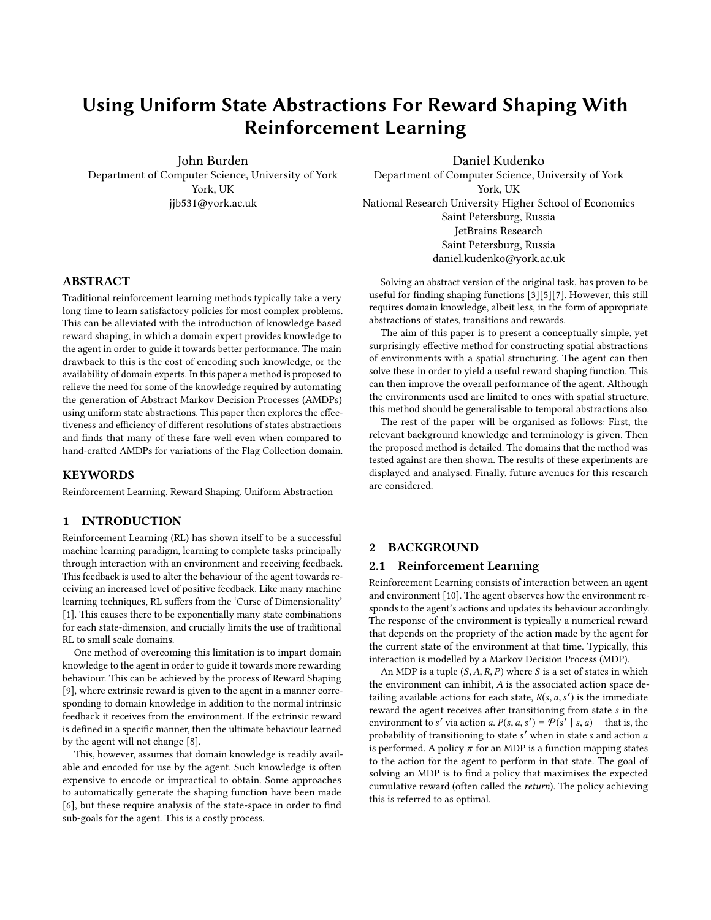# Using Uniform State Abstractions For Reward Shaping With Reinforcement Learning

John Burden
Department of Computer Science, University of York
York, UK
jjb531@york.ac.uk

Daniel Kudenko
Department of Computer Science, University of York
York, UK
National Research University Higher School of Economics
Saint Petersburg, Russia
JetBrains Research
Saint Petersburg, Russia
daniel.kudenko@york.ac.uk

## ABSTRACT

Traditional reinforcement learning methods typically take a very long time to learn satisfactory policies for most complex problems. This can be alleviated with the introduction of knowledge based reward shaping, in which a domain expert provides knowledge to the agent in order to guide it towards better performance. The main drawback to this is the cost of encoding such knowledge, or the availability of domain experts. In this paper a method is proposed to relieve the need for some of the knowledge required by automating the generation of Abstract Markov Decision Processes (AMDPs) using uniform state abstractions. This paper then explores the effectiveness and efficiency of different resolutions of states abstractions and finds that many of these fare well even when compared to hand-crafted AMDPs for variations of the Flag Collection domain.

## KEYWORDS

Reinforcement Learning, Reward Shaping, Uniform Abstraction

## 1 INTRODUCTION

Reinforcement Learning (RL) has shown itself to be a successful machine learning paradigm, learning to complete tasks principally through interaction with an environment and receiving feedback. This feedback is used to alter the behaviour of the agent towards receiving an increased level of positive feedback. Like many machine learning techniques, RL suffers from the 'Curse of Dimensionality' [1]. This causes there to be exponentially many state combinations for each state-dimension, and crucially limits the use of traditional RL to small scale domains.

One method of overcoming this limitation is to impart domain knowledge to the agent in order to guide it towards more rewarding behaviour. This can be achieved by the process of Reward Shaping [9], where extrinsic reward is given to the agent in a manner corresponding to domain knowledge in addition to the normal intrinsic feedback it receives from the environment. If the extrinsic reward is defined in a specific manner, then the ultimate behaviour learned by the agent will not change [8].

This, however, assumes that domain knowledge is readily available and encoded for use by the agent. Such knowledge is often expensive to encode or impractical to obtain. Some approaches to automatically generate the shaping function have been made [6], but these require analysis of the state-space in order to find sub-goals for the agent. This is a costly process.

Solving an abstract version of the original task, has proven to be useful for finding shaping functions [3][5][7]. However, this still requires domain knowledge, albeit less, in the form of appropriate abstractions of states, transitions and rewards.

The aim of this paper is to present a conceptually simple, yet surprisingly effective method for constructing spatial abstractions of environments with a spatial structuring. The agent can then solve these in order to yield a useful reward shaping function. This can then improve the overall performance of the agent. Although the environments used are limited to ones with spatial structure, this method should be generalisable to temporal abstractions also.

The rest of the paper will be organised as follows: First, the relevant background knowledge and terminology is given. Then the proposed method is detailed. The domains that the method was tested against are then shown. The results of these experiments are displayed and analysed. Finally, future avenues for this research are considered.

## 2 BACKGROUND

### 2.1 Reinforcement Learning

Reinforcement Learning consists of interaction between an agent and environment [10]. The agent observes how the environment responds to the agent's actions and updates its behaviour accordingly. The response of the environment is typically a numerical reward that depends on the propriety of the action made by the agent for the current state of the environment at that time. Typically, this interaction is modelled by a Markov Decision Process (MDP).

An MDP is a tuple $(S, A, R, P)$ where $S$ is a set of states in which the environment can inhibit, $A$ is the associated action space detailing available actions for each state, $R(s, a, s')$ is the immediate reward the agent receives after transitioning from state $s$ in the environment to $s'$ via action $a$. $P(s, a, s') = \mathcal{P}(s' \mid s, a)$ — that is, the probability of transitioning to state $s'$ when in state $s$ and action $a$ is performed. A policy $\pi$ for an MDP is a function mapping states to the action for the agent to perform in that state. The goal of solving an MDP is to find a policy that maximises the expected cumulative reward (often called the *return*). The policy achieving this is referred to as optimal.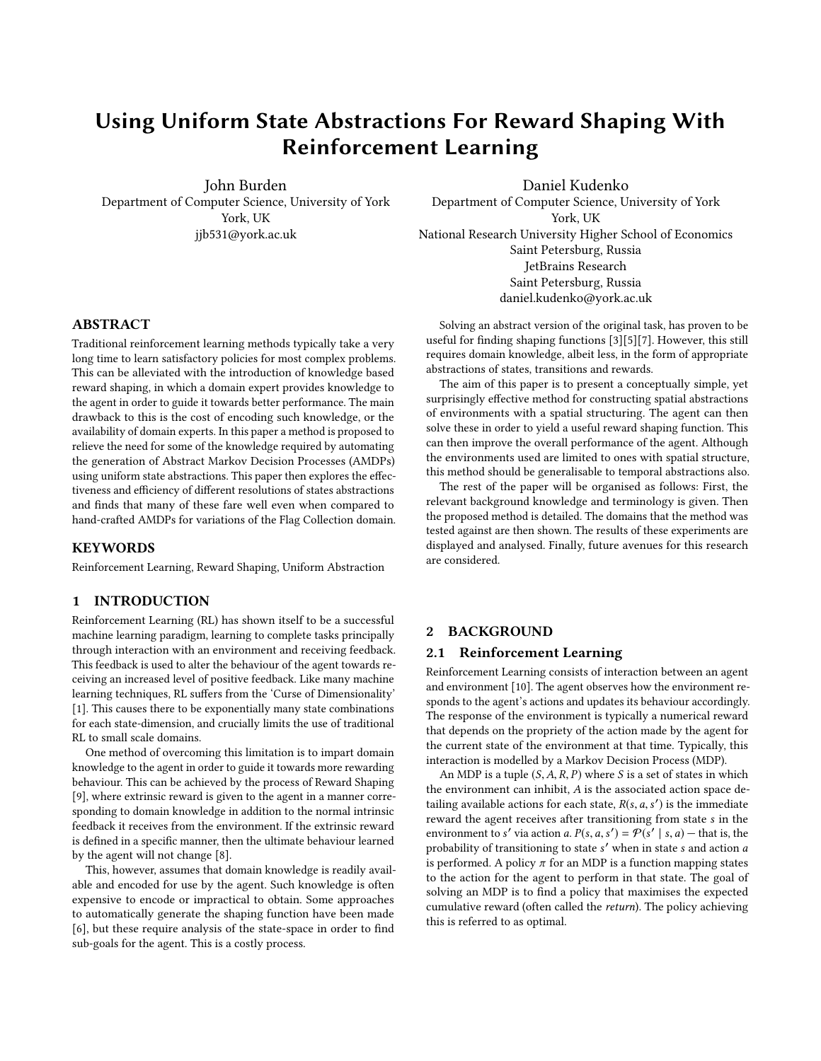# Using Uniform State Abstractions For Reward Shaping With Reinforcement Learning

John Burden
Department of Computer Science, University of York
York, UK
jjb531@york.ac.uk

Daniel Kudenko
Department of Computer Science, University of York
York, UK
National Research University Higher School of Economics
Saint Petersburg, Russia
JetBrains Research
Saint Petersburg, Russia
daniel.kudenko@york.ac.uk

## ABSTRACT

Traditional reinforcement learning methods typically take a very long time to learn satisfactory policies for most complex problems. This can be alleviated with the introduction of knowledge based reward shaping, in which a domain expert provides knowledge to the agent in order to guide it towards better performance. The main drawback to this is the cost of encoding such knowledge, or the availability of domain experts. In this paper a method is proposed to relieve the need for some of the knowledge required by automating the generation of Abstract Markov Decision Processes (AMDPs) using uniform state abstractions. This paper then explores the effectiveness and efficiency of different resolutions of states abstractions and finds that many of these fare well even when compared to hand-crafted AMDPs for variations of the Flag Collection domain.

## KEYWORDS

Reinforcement Learning, Reward Shaping, Uniform Abstraction

## 1 INTRODUCTION

Reinforcement Learning (RL) has shown itself to be a successful machine learning paradigm, learning to complete tasks principally through interaction with an environment and receiving feedback. This feedback is used to alter the behaviour of the agent towards receiving an increased level of positive feedback. Like many machine learning techniques, RL suffers from the 'Curse of Dimensionality' [1]. This causes there to be exponentially many state combinations for each state-dimension, and crucially limits the use of traditional RL to small scale domains.

One method of overcoming this limitation is to impart domain knowledge to the agent in order to guide it towards more rewarding behaviour. This can be achieved by the process of Reward Shaping [9], where extrinsic reward is given to the agent in a manner corresponding to domain knowledge in addition to the normal intrinsic feedback it receives from the environment. If the extrinsic reward is defined in a specific manner, then the ultimate behaviour learned by the agent will not change [8].

This, however, assumes that domain knowledge is readily available and encoded for use by the agent. Such knowledge is often expensive to encode or impractical to obtain. Some approaches to automatically generate the shaping function have been made [6], but these require analysis of the state-space in order to find sub-goals for the agent. This is a costly process.

Solving an abstract version of the original task, has proven to be useful for finding shaping functions [3][5][7]. However, this still requires domain knowledge, albeit less, in the form of appropriate abstractions of states, transitions and rewards.

The aim of this paper is to present a conceptually simple, yet surprisingly effective method for constructing spatial abstractions of environments with a spatial structuring. The agent can then solve these in order to yield a useful reward shaping function. This can then improve the overall performance of the agent. Although the environments used are limited to ones with spatial structure, this method should be generalisable to temporal abstractions also.

The rest of the paper will be organised as follows: First, the relevant background knowledge and terminology is given. Then the proposed method is detailed. The domains that the method was tested against are then shown. The results of these experiments are displayed and analysed. Finally, future avenues for this research are considered.

## 2 BACKGROUND

### 2.1 Reinforcement Learning

Reinforcement Learning consists of interaction between an agent and environment [10]. The agent observes how the environment responds to the agent's actions and updates its behaviour accordingly. The response of the environment is typically a numerical reward that depends on the propriety of the action made by the agent for the current state of the environment at that time. Typically, this interaction is modelled by a Markov Decision Process (MDP).

An MDP is a tuple $(S, A, R, P)$ where $S$ is a set of states in which the environment can inhibit, $A$ is the associated action space detailing available actions for each state, $R(s, a, s')$ is the immediate reward the agent receives after transitioning from state $s$ in the environment to $s'$ via action $a$. $P(s, a, s') = \mathcal{P}(s' \mid s, a)$ — that is, the probability of transitioning to state $s'$ when in state $s$ and action $a$ is performed. A policy $\pi$ for an MDP is a function mapping states to the action for the agent to perform in that state. The goal of solving an MDP is to find a policy that maximises the expected cumulative reward (often called the *return*). The policy achieving this is referred to as optimal.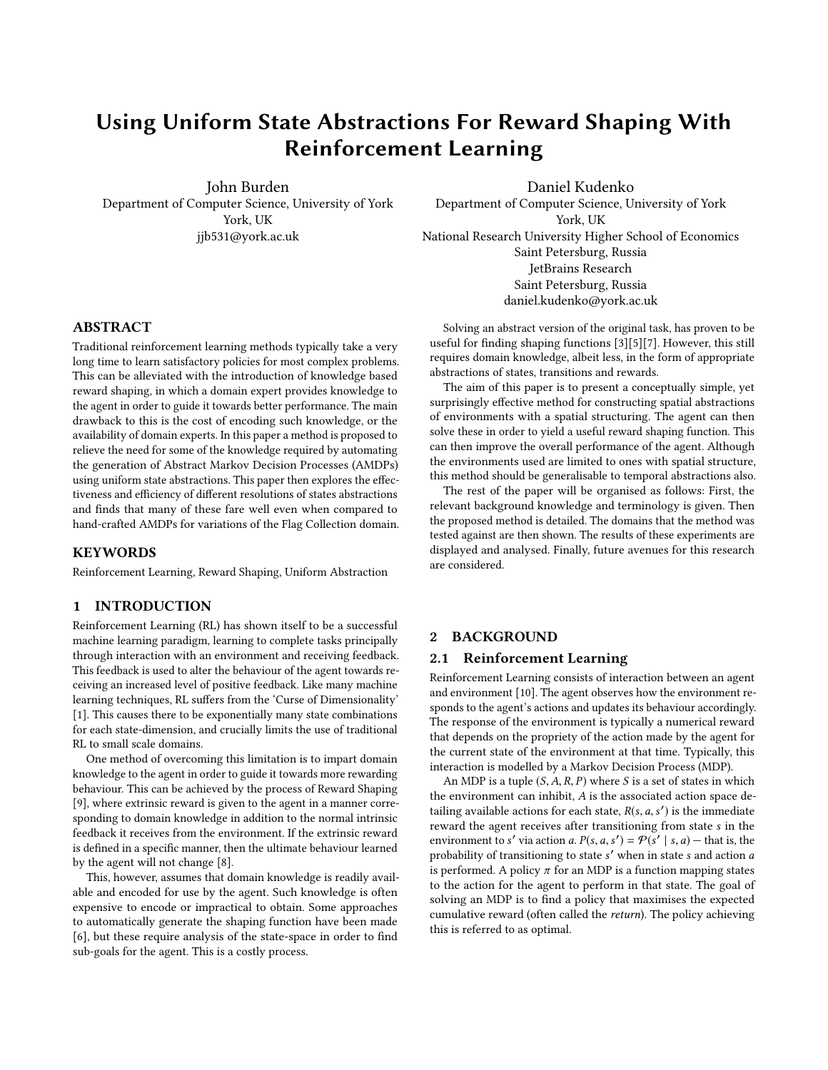# Using Uniform State Abstractions For Reward Shaping With Reinforcement Learning

John Burden
Department of Computer Science, University of York
York, UK
jjb531@york.ac.uk

Daniel Kudenko
Department of Computer Science, University of York
York, UK
National Research University Higher School of Economics
Saint Petersburg, Russia
JetBrains Research
Saint Petersburg, Russia
daniel.kudenko@york.ac.uk

## ABSTRACT

Traditional reinforcement learning methods typically take a very long time to learn satisfactory policies for most complex problems. This can be alleviated with the introduction of knowledge based reward shaping, in which a domain expert provides knowledge to the agent in order to guide it towards better performance. The main drawback to this is the cost of encoding such knowledge, or the availability of domain experts. In this paper a method is proposed to relieve the need for some of the knowledge required by automating the generation of Abstract Markov Decision Processes (AMDPs) using uniform state abstractions. This paper then explores the effectiveness and efficiency of different resolutions of states abstractions and finds that many of these fare well even when compared to hand-crafted AMDPs for variations of the Flag Collection domain.

## KEYWORDS

Reinforcement Learning, Reward Shaping, Uniform Abstraction

## 1 INTRODUCTION

Reinforcement Learning (RL) has shown itself to be a successful machine learning paradigm, learning to complete tasks principally through interaction with an environment and receiving feedback. This feedback is used to alter the behaviour of the agent towards receiving an increased level of positive feedback. Like many machine learning techniques, RL suffers from the 'Curse of Dimensionality' [1]. This causes there to be exponentially many state combinations for each state-dimension, and crucially limits the use of traditional RL to small scale domains.

One method of overcoming this limitation is to impart domain knowledge to the agent in order to guide it towards more rewarding behaviour. This can be achieved by the process of Reward Shaping [9], where extrinsic reward is given to the agent in a manner corresponding to domain knowledge in addition to the normal intrinsic feedback it receives from the environment. If the extrinsic reward is defined in a specific manner, then the ultimate behaviour learned by the agent will not change [8].

This, however, assumes that domain knowledge is readily available and encoded for use by the agent. Such knowledge is often expensive to encode or impractical to obtain. Some approaches to automatically generate the shaping function have been made [6], but these require analysis of the state-space in order to find sub-goals for the agent. This is a costly process.

Solving an abstract version of the original task, has proven to be useful for finding shaping functions [3][5][7]. However, this still requires domain knowledge, albeit less, in the form of appropriate abstractions of states, transitions and rewards.

The aim of this paper is to present a conceptually simple, yet surprisingly effective method for constructing spatial abstractions of environments with a spatial structuring. The agent can then solve these in order to yield a useful reward shaping function. This can then improve the overall performance of the agent. Although the environments used are limited to ones with spatial structure, this method should be generalisable to temporal abstractions also.

The rest of the paper will be organised as follows: First, the relevant background knowledge and terminology is given. Then the proposed method is detailed. The domains that the method was tested against are then shown. The results of these experiments are displayed and analysed. Finally, future avenues for this research are considered.

## 2 BACKGROUND

### 2.1 Reinforcement Learning

Reinforcement Learning consists of interaction between an agent and environment [10]. The agent observes how the environment responds to the agent's actions and updates its behaviour accordingly. The response of the environment is typically a numerical reward that depends on the propriety of the action made by the agent for the current state of the environment at that time. Typically, this interaction is modelled by a Markov Decision Process (MDP).

An MDP is a tuple $(S, A, R, P)$ where $S$ is a set of states in which the environment can inhibit, $A$ is the associated action space detailing available actions for each state, $R(s, a, s')$ is the immediate reward the agent receives after transitioning from state $s$ in the environment to $s'$ via action $a$. $P(s, a, s') = \mathcal{P}(s' \mid s, a)$ — that is, the probability of transitioning to state $s'$ when in state $s$ and action $a$ is performed. A policy $\pi$ for an MDP is a function mapping states to the action for the agent to perform in that state. The goal of solving an MDP is to find a policy that maximises the expected cumulative reward (often called the *return*). The policy achieving this is referred to as optimal.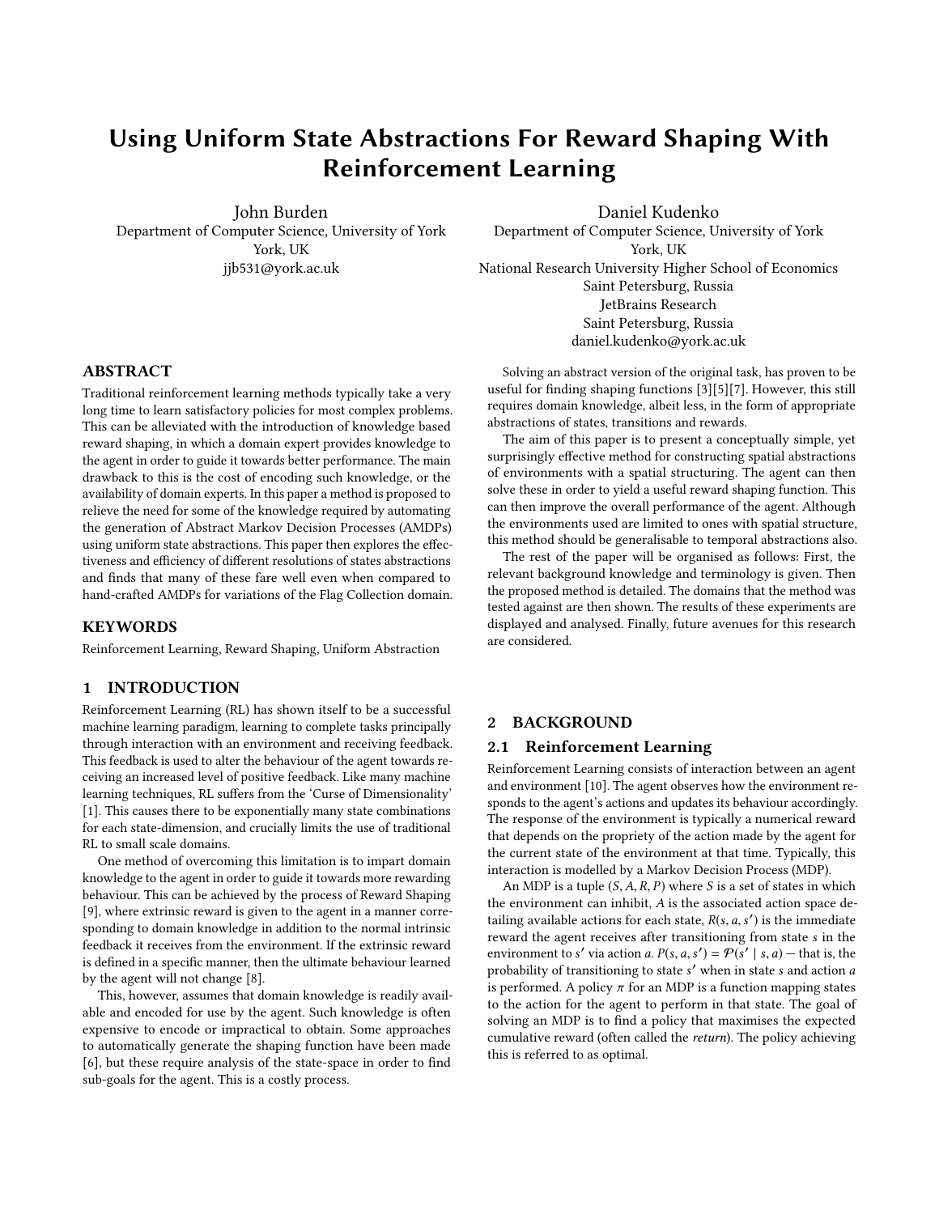# Using Uniform State Abstractions For Reward Shaping With Reinforcement Learning

John Burden
Department of Computer Science, University of York
York, UK
jjb531@york.ac.uk

Daniel Kudenko
Department of Computer Science, University of York
York, UK
National Research University Higher School of Economics
Saint Petersburg, Russia
JetBrains Research
Saint Petersburg, Russia
daniel.kudenko@york.ac.uk

## ABSTRACT

Traditional reinforcement learning methods typically take a very long time to learn satisfactory policies for most complex problems. This can be alleviated with the introduction of knowledge based reward shaping, in which a domain expert provides knowledge to the agent in order to guide it towards better performance. The main drawback to this is the cost of encoding such knowledge, or the availability of domain experts. In this paper a method is proposed to relieve the need for some of the knowledge required by automating the generation of Abstract Markov Decision Processes (AMDPs) using uniform state abstractions. This paper then explores the effectiveness and efficiency of different resolutions of states abstractions and finds that many of these fare well even when compared to hand-crafted AMDPs for variations of the Flag Collection domain.

## KEYWORDS

Reinforcement Learning, Reward Shaping, Uniform Abstraction

## 1 INTRODUCTION

Reinforcement Learning (RL) has shown itself to be a successful machine learning paradigm, learning to complete tasks principally through interaction with an environment and receiving feedback. This feedback is used to alter the behaviour of the agent towards receiving an increased level of positive feedback. Like many machine learning techniques, RL suffers from the 'Curse of Dimensionality' [1]. This causes there to be exponentially many state combinations for each state-dimension, and crucially limits the use of traditional RL to small scale domains.

One method of overcoming this limitation is to impart domain knowledge to the agent in order to guide it towards more rewarding behaviour. This can be achieved by the process of Reward Shaping [9], where extrinsic reward is given to the agent in a manner corresponding to domain knowledge in addition to the normal intrinsic feedback it receives from the environment. If the extrinsic reward is defined in a specific manner, then the ultimate behaviour learned by the agent will not change [8].

This, however, assumes that domain knowledge is readily available and encoded for use by the agent. Such knowledge is often expensive to encode or impractical to obtain. Some approaches to automatically generate the shaping function have been made [6], but these require analysis of the state-space in order to find sub-goals for the agent. This is a costly process.

Solving an abstract version of the original task, has proven to be useful for finding shaping functions [3][5][7]. However, this still requires domain knowledge, albeit less, in the form of appropriate abstractions of states, transitions and rewards.

The aim of this paper is to present a conceptually simple, yet surprisingly effective method for constructing spatial abstractions of environments with a spatial structuring. The agent can then solve these in order to yield a useful reward shaping function. This can then improve the overall performance of the agent. Although the environments used are limited to ones with spatial structure, this method should be generalisable to temporal abstractions also.

The rest of the paper will be organised as follows: First, the relevant background knowledge and terminology is given. Then the proposed method is detailed. The domains that the method was tested against are then shown. The results of these experiments are displayed and analysed. Finally, future avenues for this research are considered.

## 2 BACKGROUND

### 2.1 Reinforcement Learning

Reinforcement Learning consists of interaction between an agent and environment [10]. The agent observes how the environment responds to the agent's actions and updates its behaviour accordingly. The response of the environment is typically a numerical reward that depends on the propriety of the action made by the agent for the current state of the environment at that time. Typically, this interaction is modelled by a Markov Decision Process (MDP).

An MDP is a tuple $(S, A, R, P)$ where $S$ is a set of states in which the environment can inhibit, $A$ is the associated action space detailing available actions for each state, $R(s, a, s')$ is the immediate reward the agent receives after transitioning from state $s$ in the environment to $s'$ via action $a$. $P(s, a, s') = \mathcal{P}(s' \mid s, a)$ — that is, the probability of transitioning to state $s'$ when in state $s$ and action $a$ is performed. A policy $\pi$ for an MDP is a function mapping states to the action for the agent to perform in that state. The goal of solving an MDP is to find a policy that maximises the expected cumulative reward (often called the *return*). The policy achieving this is referred to as optimal.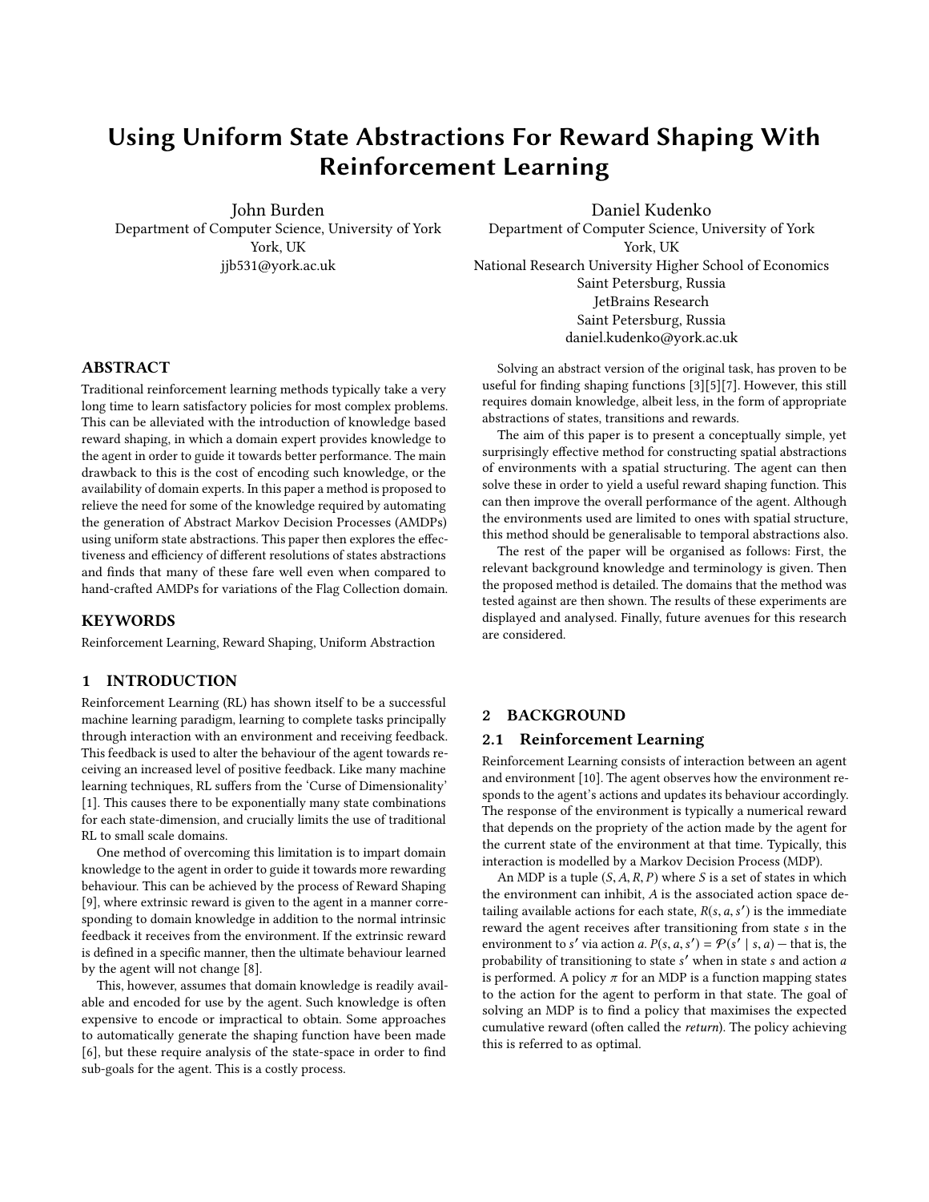# Using Uniform State Abstractions For Reward Shaping With Reinforcement Learning

John Burden
Department of Computer Science, University of York
York, UK
jjb531@york.ac.uk

Daniel Kudenko
Department of Computer Science, University of York
York, UK
National Research University Higher School of Economics
Saint Petersburg, Russia
JetBrains Research
Saint Petersburg, Russia
daniel.kudenko@york.ac.uk

## ABSTRACT

Traditional reinforcement learning methods typically take a very long time to learn satisfactory policies for most complex problems. This can be alleviated with the introduction of knowledge based reward shaping, in which a domain expert provides knowledge to the agent in order to guide it towards better performance. The main drawback to this is the cost of encoding such knowledge, or the availability of domain experts. In this paper a method is proposed to relieve the need for some of the knowledge required by automating the generation of Abstract Markov Decision Processes (AMDPs) using uniform state abstractions. This paper then explores the effectiveness and efficiency of different resolutions of states abstractions and finds that many of these fare well even when compared to hand-crafted AMDPs for variations of the Flag Collection domain.

## KEYWORDS

Reinforcement Learning, Reward Shaping, Uniform Abstraction

## 1 INTRODUCTION

Reinforcement Learning (RL) has shown itself to be a successful machine learning paradigm, learning to complete tasks principally through interaction with an environment and receiving feedback. This feedback is used to alter the behaviour of the agent towards receiving an increased level of positive feedback. Like many machine learning techniques, RL suffers from the 'Curse of Dimensionality' [1]. This causes there to be exponentially many state combinations for each state-dimension, and crucially limits the use of traditional RL to small scale domains.

One method of overcoming this limitation is to impart domain knowledge to the agent in order to guide it towards more rewarding behaviour. This can be achieved by the process of Reward Shaping [9], where extrinsic reward is given to the agent in a manner corresponding to domain knowledge in addition to the normal intrinsic feedback it receives from the environment. If the extrinsic reward is defined in a specific manner, then the ultimate behaviour learned by the agent will not change [8].

This, however, assumes that domain knowledge is readily available and encoded for use by the agent. Such knowledge is often expensive to encode or impractical to obtain. Some approaches to automatically generate the shaping function have been made [6], but these require analysis of the state-space in order to find sub-goals for the agent. This is a costly process.

Solving an abstract version of the original task, has proven to be useful for finding shaping functions [3][5][7]. However, this still requires domain knowledge, albeit less, in the form of appropriate abstractions of states, transitions and rewards.

The aim of this paper is to present a conceptually simple, yet surprisingly effective method for constructing spatial abstractions of environments with a spatial structuring. The agent can then solve these in order to yield a useful reward shaping function. This can then improve the overall performance of the agent. Although the environments used are limited to ones with spatial structure, this method should be generalisable to temporal abstractions also.

The rest of the paper will be organised as follows: First, the relevant background knowledge and terminology is given. Then the proposed method is detailed. The domains that the method was tested against are then shown. The results of these experiments are displayed and analysed. Finally, future avenues for this research are considered.

## 2 BACKGROUND

### 2.1 Reinforcement Learning

Reinforcement Learning consists of interaction between an agent and environment [10]. The agent observes how the environment responds to the agent's actions and updates its behaviour accordingly. The response of the environment is typically a numerical reward that depends on the propriety of the action made by the agent for the current state of the environment at that time. Typically, this interaction is modelled by a Markov Decision Process (MDP).

An MDP is a tuple $(S, A, R, P)$ where $S$ is a set of states in which the environment can inhibit, $A$ is the associated action space detailing available actions for each state, $R(s, a, s')$ is the immediate reward the agent receives after transitioning from state $s$ in the environment to $s'$ via action $a$. $P(s, a, s') = \mathcal{P}(s' \mid s, a)$ — that is, the probability of transitioning to state $s'$ when in state $s$ and action $a$ is performed. A policy $\pi$ for an MDP is a function mapping states to the action for the agent to perform in that state. The goal of solving an MDP is to find a policy that maximises the expected cumulative reward (often called the *return*). The policy achieving this is referred to as optimal.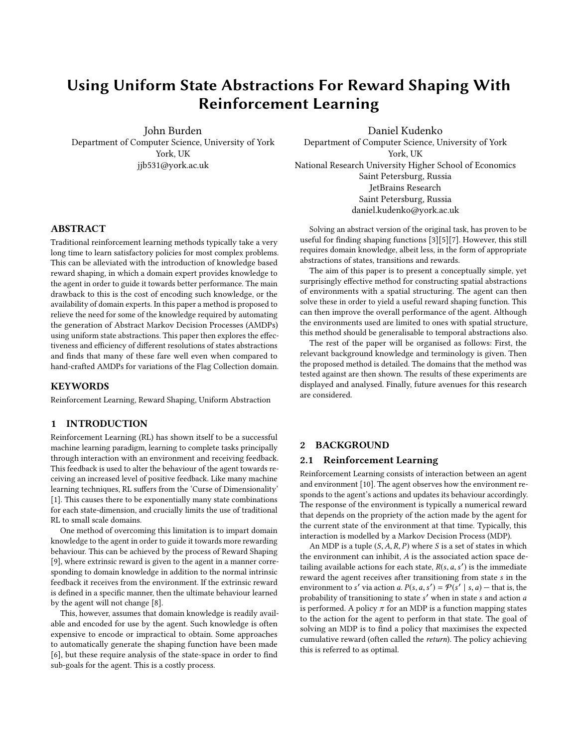# Using Uniform State Abstractions For Reward Shaping With Reinforcement Learning

John Burden
Department of Computer Science, University of York
York, UK
jjb531@york.ac.uk

Daniel Kudenko
Department of Computer Science, University of York
York, UK
National Research University Higher School of Economics
Saint Petersburg, Russia
JetBrains Research
Saint Petersburg, Russia
daniel.kudenko@york.ac.uk

## ABSTRACT

Traditional reinforcement learning methods typically take a very long time to learn satisfactory policies for most complex problems. This can be alleviated with the introduction of knowledge based reward shaping, in which a domain expert provides knowledge to the agent in order to guide it towards better performance. The main drawback to this is the cost of encoding such knowledge, or the availability of domain experts. In this paper a method is proposed to relieve the need for some of the knowledge required by automating the generation of Abstract Markov Decision Processes (AMDPs) using uniform state abstractions. This paper then explores the effectiveness and efficiency of different resolutions of states abstractions and finds that many of these fare well even when compared to hand-crafted AMDPs for variations of the Flag Collection domain.

## KEYWORDS

Reinforcement Learning, Reward Shaping, Uniform Abstraction

## 1 INTRODUCTION

Reinforcement Learning (RL) has shown itself to be a successful machine learning paradigm, learning to complete tasks principally through interaction with an environment and receiving feedback. This feedback is used to alter the behaviour of the agent towards receiving an increased level of positive feedback. Like many machine learning techniques, RL suffers from the 'Curse of Dimensionality' [1]. This causes there to be exponentially many state combinations for each state-dimension, and crucially limits the use of traditional RL to small scale domains.

One method of overcoming this limitation is to impart domain knowledge to the agent in order to guide it towards more rewarding behaviour. This can be achieved by the process of Reward Shaping [9], where extrinsic reward is given to the agent in a manner corresponding to domain knowledge in addition to the normal intrinsic feedback it receives from the environment. If the extrinsic reward is defined in a specific manner, then the ultimate behaviour learned by the agent will not change [8].

This, however, assumes that domain knowledge is readily available and encoded for use by the agent. Such knowledge is often expensive to encode or impractical to obtain. Some approaches to automatically generate the shaping function have been made [6], but these require analysis of the state-space in order to find sub-goals for the agent. This is a costly process.

Solving an abstract version of the original task, has proven to be useful for finding shaping functions [3][5][7]. However, this still requires domain knowledge, albeit less, in the form of appropriate abstractions of states, transitions and rewards.

The aim of this paper is to present a conceptually simple, yet surprisingly effective method for constructing spatial abstractions of environments with a spatial structuring. The agent can then solve these in order to yield a useful reward shaping function. This can then improve the overall performance of the agent. Although the environments used are limited to ones with spatial structure, this method should be generalisable to temporal abstractions also.

The rest of the paper will be organised as follows: First, the relevant background knowledge and terminology is given. Then the proposed method is detailed. The domains that the method was tested against are then shown. The results of these experiments are displayed and analysed. Finally, future avenues for this research are considered.

## 2 BACKGROUND

### 2.1 Reinforcement Learning

Reinforcement Learning consists of interaction between an agent and environment [10]. The agent observes how the environment responds to the agent's actions and updates its behaviour accordingly. The response of the environment is typically a numerical reward that depends on the propriety of the action made by the agent for the current state of the environment at that time. Typically, this interaction is modelled by a Markov Decision Process (MDP).

An MDP is a tuple $(S, A, R, P)$ where $S$ is a set of states in which the environment can inhibit, $A$ is the associated action space detailing available actions for each state, $R(s, a, s')$ is the immediate reward the agent receives after transitioning from state $s$ in the environment to $s'$ via action $a$. $P(s, a, s') = \mathcal{P}(s' \mid s, a)$ — that is, the probability of transitioning to state $s'$ when in state $s$ and action $a$ is performed. A policy $\pi$ for an MDP is a function mapping states to the action for the agent to perform in that state. The goal of solving an MDP is to find a policy that maximises the expected cumulative reward (often called the *return*). The policy achieving this is referred to as optimal.